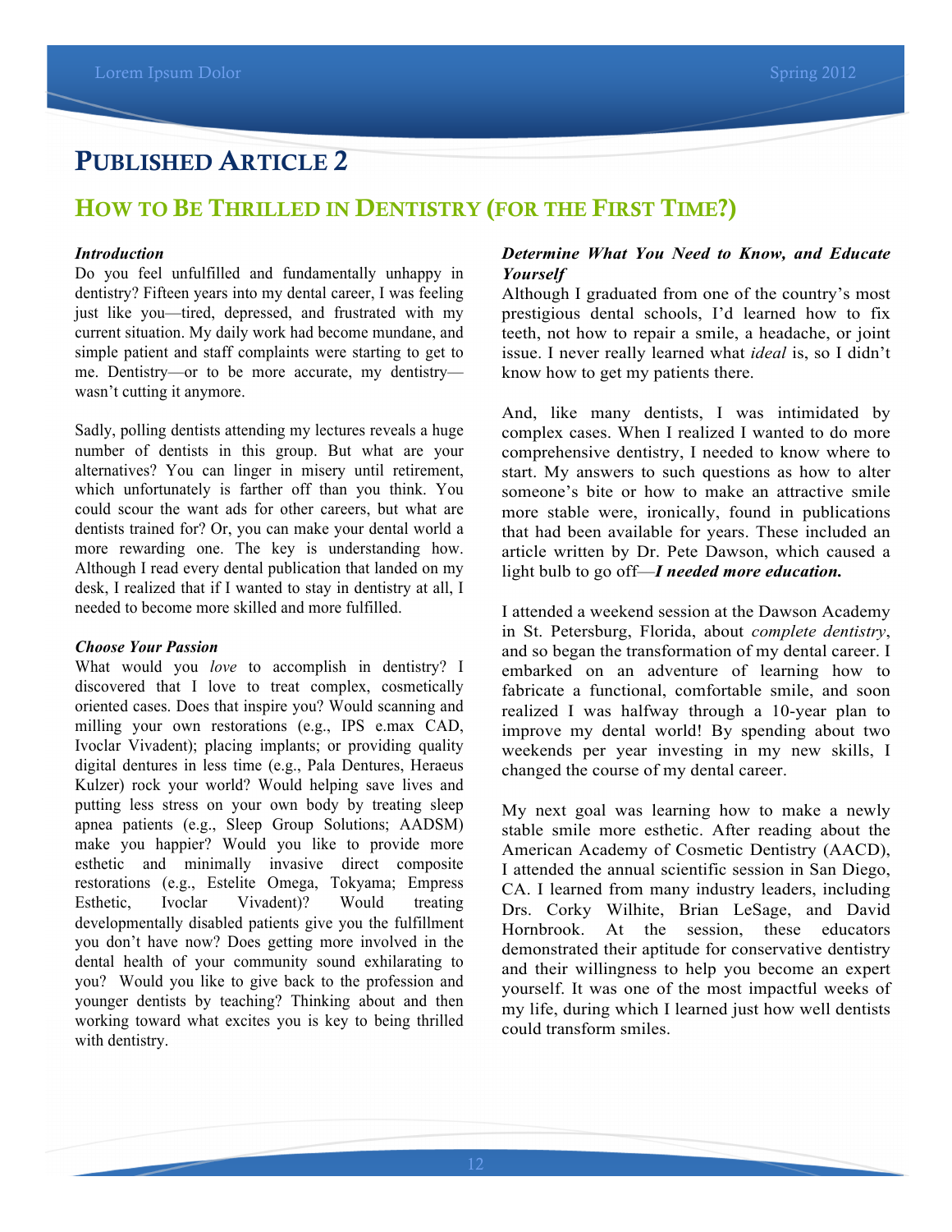# PUBLISHED ARTICLE 2

## HOW TO BE THRILLED IN DENTISTRY (FOR THE FIRST TIME?)

***Introduction***

Do you feel unfulfilled and fundamentally unhappy in dentistry? Fifteen years into my dental career, I was feeling just like you—tired, depressed, and frustrated with my current situation. My daily work had become mundane, and simple patient and staff complaints were starting to get to me. Dentistry—or to be more accurate, my dentistry—wasn't cutting it anymore.

Sadly, polling dentists attending my lectures reveals a huge number of dentists in this group. But what are your alternatives? You can linger in misery until retirement, which unfortunately is farther off than you think. You could scour the want ads for other careers, but what are dentists trained for? Or, you can make your dental world a more rewarding one. The key is understanding how. Although I read every dental publication that landed on my desk, I realized that if I wanted to stay in dentistry at all, I needed to become more skilled and more fulfilled.

***Choose Your Passion***

What would you *love* to accomplish in dentistry? I discovered that I love to treat complex, cosmetically oriented cases. Does that inspire you? Would scanning and milling your own restorations (e.g., IPS e.max CAD, Ivoclar Vivadent); placing implants; or providing quality digital dentures in less time (e.g., Pala Dentures, Heraeus Kulzer) rock your world? Would helping save lives and putting less stress on your own body by treating sleep apnea patients (e.g., Sleep Group Solutions; AADSM) make you happier? Would you like to provide more esthetic and minimally invasive direct composite restorations (e.g., Estelite Omega, Tokyama; Empress Esthetic, Ivoclar Vivadent)? Would treating developmentally disabled patients give you the fulfillment you don't have now? Does getting more involved in the dental health of your community sound exhilarating to you? Would you like to give back to the profession and younger dentists by teaching? Thinking about and then working toward what excites you is key to being thrilled with dentistry.

***Determine What You Need to Know, and Educate Yourself***

Although I graduated from one of the country's most prestigious dental schools, I'd learned how to fix teeth, not how to repair a smile, a headache, or joint issue. I never really learned what *ideal* is, so I didn't know how to get my patients there.

And, like many dentists, I was intimidated by complex cases. When I realized I wanted to do more comprehensive dentistry, I needed to know where to start. My answers to such questions as how to alter someone's bite or how to make an attractive smile more stable were, ironically, found in publications that had been available for years. These included an article written by Dr. Pete Dawson, which caused a light bulb to go off—***I needed more education.***

I attended a weekend session at the Dawson Academy in St. Petersburg, Florida, about *complete dentistry*, and so began the transformation of my dental career. I embarked on an adventure of learning how to fabricate a functional, comfortable smile, and soon realized I was halfway through a 10-year plan to improve my dental world! By spending about two weekends per year investing in my new skills, I changed the course of my dental career.

My next goal was learning how to make a newly stable smile more esthetic. After reading about the American Academy of Cosmetic Dentistry (AACD), I attended the annual scientific session in San Diego, CA. I learned from many industry leaders, including Drs. Corky Wilhite, Brian LeSage, and David Hornbrook. At the session, these educators demonstrated their aptitude for conservative dentistry and their willingness to help you become an expert yourself. It was one of the most impactful weeks of my life, during which I learned just how well dentists could transform smiles.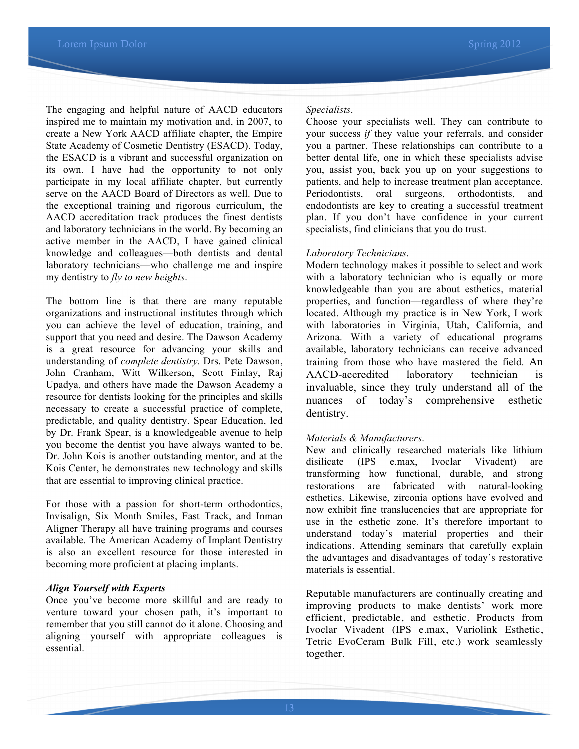The engaging and helpful nature of AACD educators inspired me to maintain my motivation and, in 2007, to create a New York AACD affiliate chapter, the Empire State Academy of Cosmetic Dentistry (ESACD). Today, the ESACD is a vibrant and successful organization on its own. I have had the opportunity to not only participate in my local affiliate chapter, but currently serve on the AACD Board of Directors as well. Due to the exceptional training and rigorous curriculum, the AACD accreditation track produces the finest dentists and laboratory technicians in the world. By becoming an active member in the AACD, I have gained clinical knowledge and colleagues—both dentists and dental laboratory technicians—who challenge me and inspire my dentistry to *fly to new heights*.

The bottom line is that there are many reputable organizations and instructional institutes through which you can achieve the level of education, training, and support that you need and desire. The Dawson Academy is a great resource for advancing your skills and understanding of *complete dentistry.* Drs. Pete Dawson, John Cranham, Witt Wilkerson, Scott Finlay, Raj Upadya, and others have made the Dawson Academy a resource for dentists looking for the principles and skills necessary to create a successful practice of complete, predictable, and quality dentistry. Spear Education, led by Dr. Frank Spear, is a knowledgeable avenue to help you become the dentist you have always wanted to be. Dr. John Kois is another outstanding mentor, and at the Kois Center, he demonstrates new technology and skills that are essential to improving clinical practice.

For those with a passion for short-term orthodontics, Invisalign, Six Month Smiles, Fast Track, and Inman Aligner Therapy all have training programs and courses available. The American Academy of Implant Dentistry is also an excellent resource for those interested in becoming more proficient at placing implants.

***Align Yourself with Experts***

Once you've become more skillful and are ready to venture toward your chosen path, it's important to remember that you still cannot do it alone. Choosing and aligning yourself with appropriate colleagues is essential.

*Specialists*.

Choose your specialists well. They can contribute to your success *if* they value your referrals, and consider you a partner. These relationships can contribute to a better dental life, one in which these specialists advise you, assist you, back you up on your suggestions to patients, and help to increase treatment plan acceptance. Periodontists, oral surgeons, orthodontists, and endodontists are key to creating a successful treatment plan. If you don't have confidence in your current specialists, find clinicians that you do trust.

*Laboratory Technicians*.

Modern technology makes it possible to select and work with a laboratory technician who is equally or more knowledgeable than you are about esthetics, material properties, and function—regardless of where they're located. Although my practice is in New York, I work with laboratories in Virginia, Utah, California, and Arizona. With a variety of educational programs available, laboratory technicians can receive advanced training from those who have mastered the field. An AACD-accredited laboratory technician is invaluable, since they truly understand all of the nuances of today's comprehensive esthetic dentistry.

*Materials & Manufacturers*.

New and clinically researched materials like lithium disilicate (IPS e.max, Ivoclar Vivadent) are transforming how functional, durable, and strong restorations are fabricated with natural-looking esthetics. Likewise, zirconia options have evolved and now exhibit fine translucencies that are appropriate for use in the esthetic zone. It's therefore important to understand today's material properties and their indications. Attending seminars that carefully explain the advantages and disadvantages of today's restorative materials is essential.

Reputable manufacturers are continually creating and improving products to make dentists' work more efficient, predictable, and esthetic. Products from Ivoclar Vivadent (IPS e.max, Variolink Esthetic, Tetric EvoCeram Bulk Fill, etc.) work seamlessly together.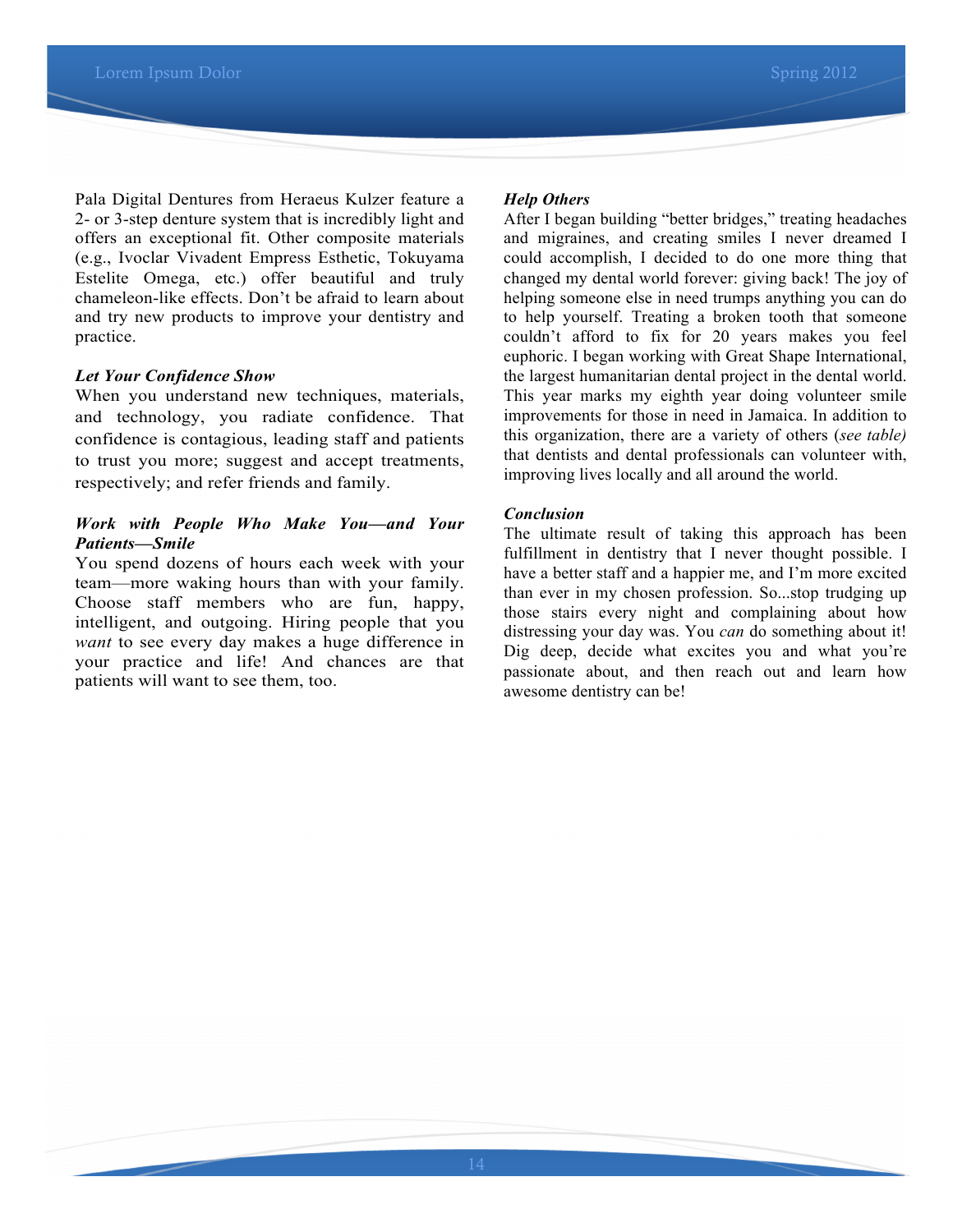Pala Digital Dentures from Heraeus Kulzer feature a 2- or 3-step denture system that is incredibly light and offers an exceptional fit. Other composite materials (e.g., Ivoclar Vivadent Empress Esthetic, Tokuyama Estelite Omega, etc.) offer beautiful and truly chameleon-like effects. Don't be afraid to learn about and try new products to improve your dentistry and practice.

***Let Your Confidence Show***

When you understand new techniques, materials, and technology, you radiate confidence. That confidence is contagious, leading staff and patients to trust you more; suggest and accept treatments, respectively; and refer friends and family.

***Work with People Who Make You—and Your Patients—Smile***

You spend dozens of hours each week with your team—more waking hours than with your family. Choose staff members who are fun, happy, intelligent, and outgoing. Hiring people that you *want* to see every day makes a huge difference in your practice and life! And chances are that patients will want to see them, too.

***Help Others***

After I began building "better bridges," treating headaches and migraines, and creating smiles I never dreamed I could accomplish, I decided to do one more thing that changed my dental world forever: giving back! The joy of helping someone else in need trumps anything you can do to help yourself. Treating a broken tooth that someone couldn't afford to fix for 20 years makes you feel euphoric. I began working with Great Shape International, the largest humanitarian dental project in the dental world. This year marks my eighth year doing volunteer smile improvements for those in need in Jamaica. In addition to this organization, there are a variety of others (*see table)* that dentists and dental professionals can volunteer with, improving lives locally and all around the world.

***Conclusion***

The ultimate result of taking this approach has been fulfillment in dentistry that I never thought possible. I have a better staff and a happier me, and I'm more excited than ever in my chosen profession. So...stop trudging up those stairs every night and complaining about how distressing your day was. You *can* do something about it! Dig deep, decide what excites you and what you're passionate about, and then reach out and learn how awesome dentistry can be!